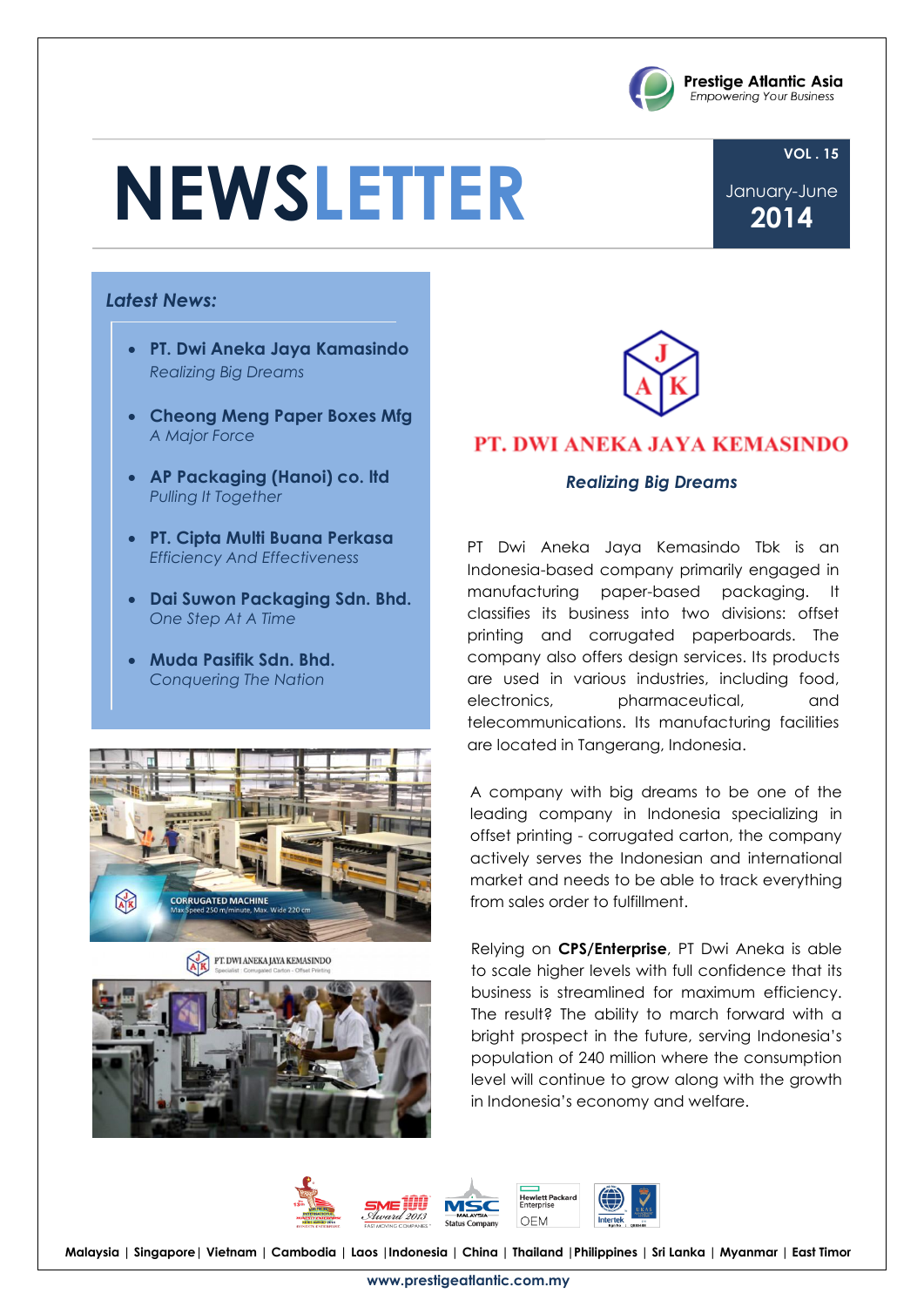Prestige Atlantic Asia
*Empowering Your Business*

# NEWSLETTER

**VOL . 15**
January-June
**2014**

### *Latest News:*

- **PT. Dwi Aneka Jaya Kamasindo**
  *Realizing Big Dreams*
- **Cheong Meng Paper Boxes Mfg**
  *A Major Force*
- **AP Packaging (Hanoi) co. ltd**
  *Pulling It Together*
- **PT. Cipta Multi Buana Perkasa**
  *Efficiency And Effectiveness*
- **Dai Suwon Packaging Sdn. Bhd.**
  *One Step At A Time*
- **Muda Pasifik Sdn. Bhd.**
  *Conquering The Nation*

CORRUGATED MACHINE
Max Speed 250 m/minute, Max. Wide 220 cm

PT. DWI ANEKA JAYA KEMASINDO
Specialist · Corrugated Carton · Offset Printing

## PT. DWI ANEKA JAYA KEMASINDO

### *Realizing Big Dreams*

PT Dwi Aneka Jaya Kemasindo Tbk is an Indonesia-based company primarily engaged in manufacturing paper-based packaging. It classifies its business into two divisions: offset printing and corrugated paperboards. The company also offers design services. Its products are used in various industries, including food, electronics, pharmaceutical, and telecommunications. Its manufacturing facilities are located in Tangerang, Indonesia.

A company with big dreams to be one of the leading company in Indonesia specializing in offset printing - corrugated carton, the company actively serves the Indonesian and international market and needs to be able to track everything from sales order to fulfillment.

Relying on **CPS/Enterprise**, PT Dwi Aneka is able to scale higher levels with full confidence that its business is streamlined for maximum efficiency. The result? The ability to march forward with a bright prospect in the future, serving Indonesia's population of 240 million where the consumption level will continue to grow along with the growth in Indonesia's economy and welfare.

**Malaysia | Singapore | Vietnam | Cambodia | Laos | Indonesia | China | Thailand | Philippines | Sri Lanka | Myanmar | East Timor**

**www.prestigeatlantic.com.my**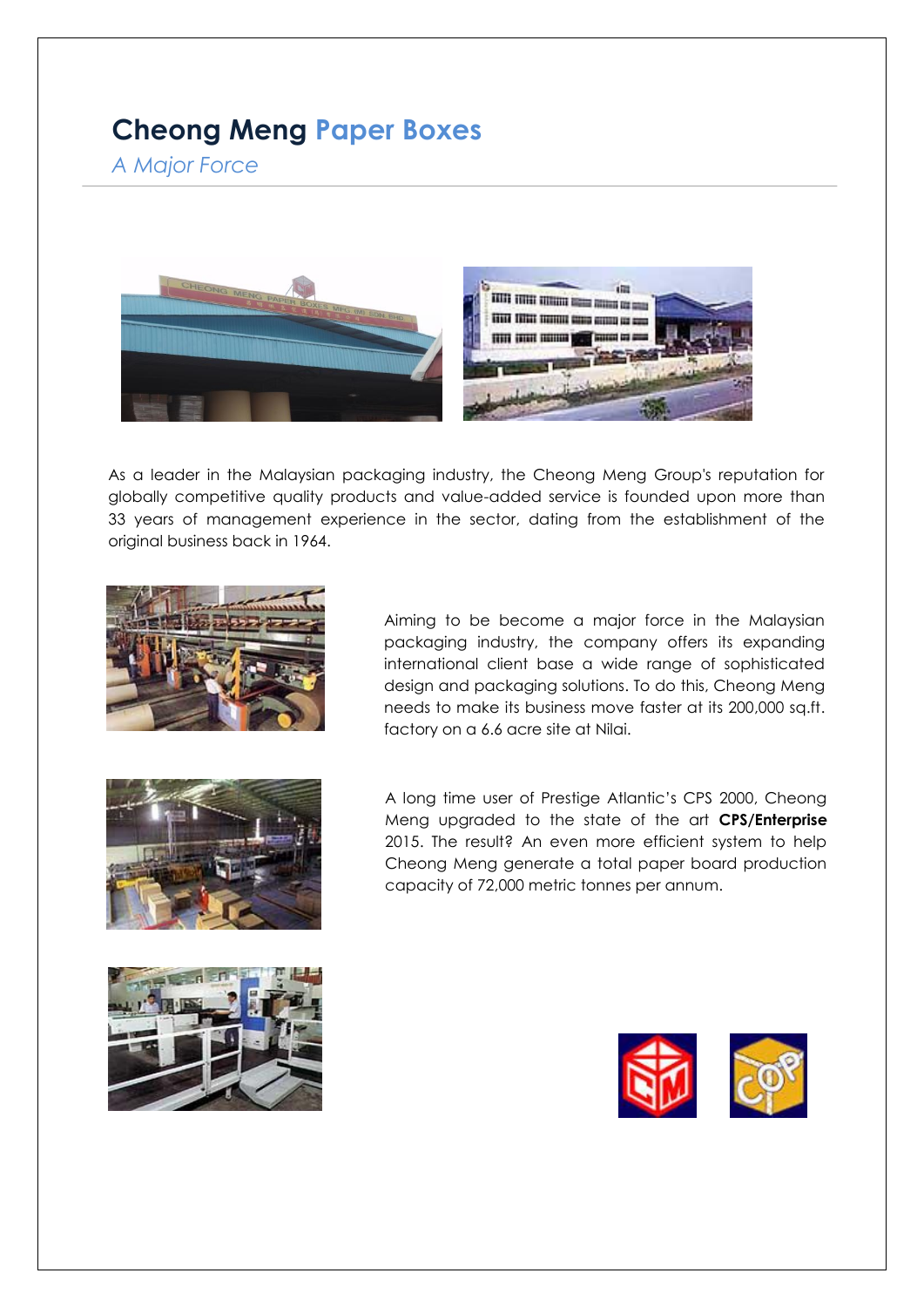# Cheong Meng Paper Boxes

*A Major Force*

As a leader in the Malaysian packaging industry, the Cheong Meng Group's reputation for globally competitive quality products and value-added service is founded upon more than 33 years of management experience in the sector, dating from the establishment of the original business back in 1964.

Aiming to be become a major force in the Malaysian packaging industry, the company offers its expanding international client base a wide range of sophisticated design and packaging solutions. To do this, Cheong Meng needs to make its business move faster at its 200,000 sq.ft. factory on a 6.6 acre site at Nilai.

A long time user of Prestige Atlantic's CPS 2000, Cheong Meng upgraded to the state of the art **CPS/Enterprise** 2015. The result? An even more efficient system to help Cheong Meng generate a total paper board production capacity of 72,000 metric tonnes per annum.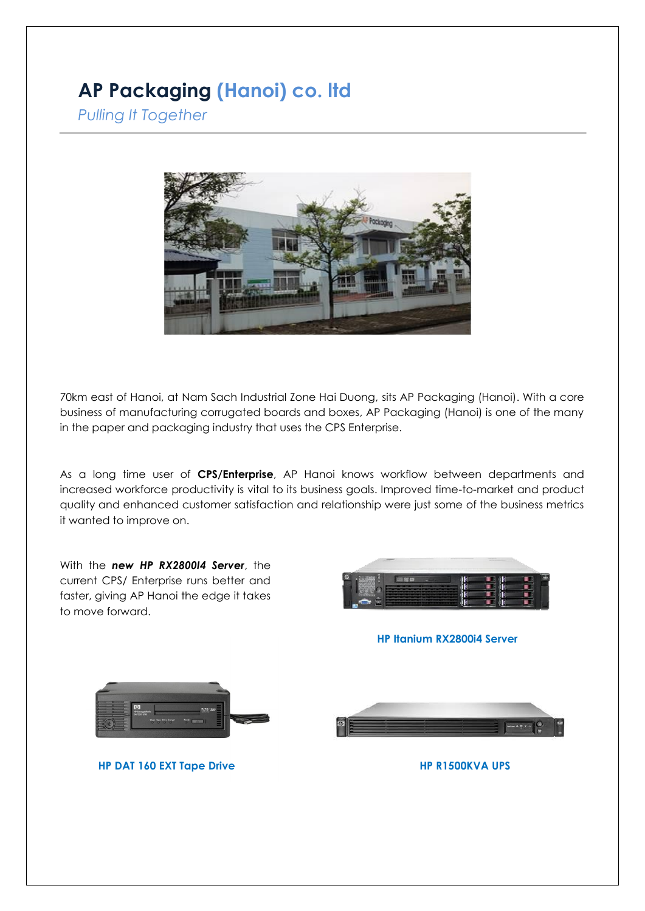# AP Packaging (Hanoi) co. ltd

*Pulling It Together*

70km east of Hanoi, at Nam Sach Industrial Zone Hai Duong, sits AP Packaging (Hanoi). With a core business of manufacturing corrugated boards and boxes, AP Packaging (Hanoi) is one of the many in the paper and packaging industry that uses the CPS Enterprise.

As a long time user of **CPS/Enterprise**, AP Hanoi knows workflow between departments and increased workforce productivity is vital to its business goals. Improved time-to-market and product quality and enhanced customer satisfaction and relationship were just some of the business metrics it wanted to improve on.

With the ***new HP RX2800I4 Server***, the current CPS/ Enterprise runs better and faster, giving AP Hanoi the edge it takes to move forward.

**HP Itanium RX2800i4 Server**

**HP DAT 160 EXT Tape Drive**

**HP R1500KVA UPS**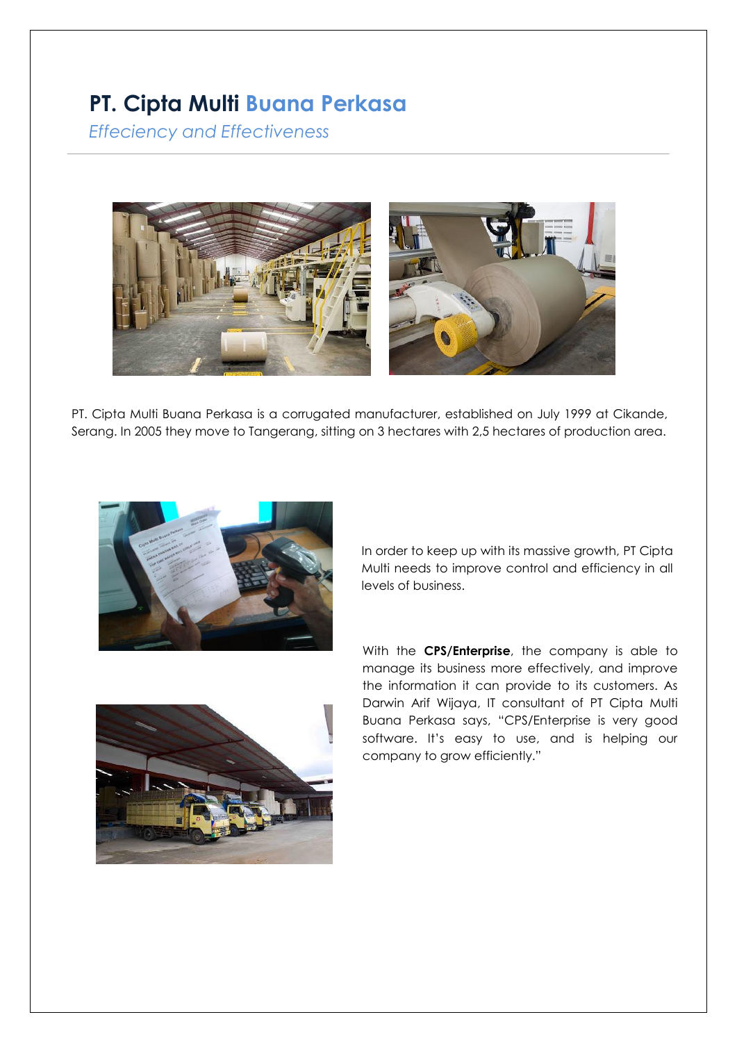# PT. Cipta Multi Buana Perkasa

*Effeciency and Effectiveness*

PT. Cipta Multi Buana Perkasa is a corrugated manufacturer, established on July 1999 at Cikande, Serang. In 2005 they move to Tangerang, sitting on 3 hectares with 2,5 hectares of production area.

In order to keep up with its massive growth, PT Cipta Multi needs to improve control and efficiency in all levels of business.

With the **CPS/Enterprise**, the company is able to manage its business more effectively, and improve the information it can provide to its customers. As Darwin Arif Wijaya, IT consultant of PT Cipta Multi Buana Perkasa says, "CPS/Enterprise is very good software. It's easy to use, and is helping our company to grow efficiently."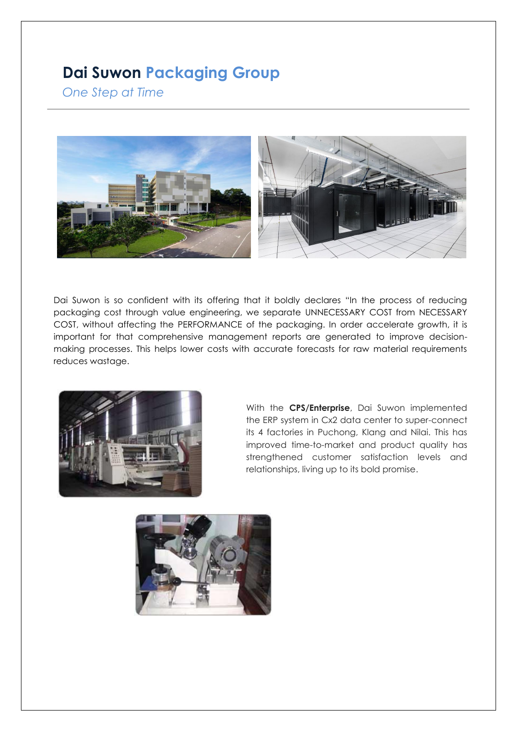# Dai Suwon Packaging Group

*One Step at Time*

Dai Suwon is so confident with its offering that it boldly declares "In the process of reducing packaging cost through value engineering, we separate UNNECESSARY COST from NECESSARY COST, without affecting the PERFORMANCE of the packaging. In order accelerate growth, it is important for that comprehensive management reports are generated to improve decision-making processes. This helps lower costs with accurate forecasts for raw material requirements reduces wastage.

With the **CPS/Enterprise**, Dai Suwon implemented the ERP system in Cx2 data center to super-connect its 4 factories in Puchong, Klang and Nilai. This has improved time-to-market and product quality has strengthened customer satisfaction levels and relationships, living up to its bold promise.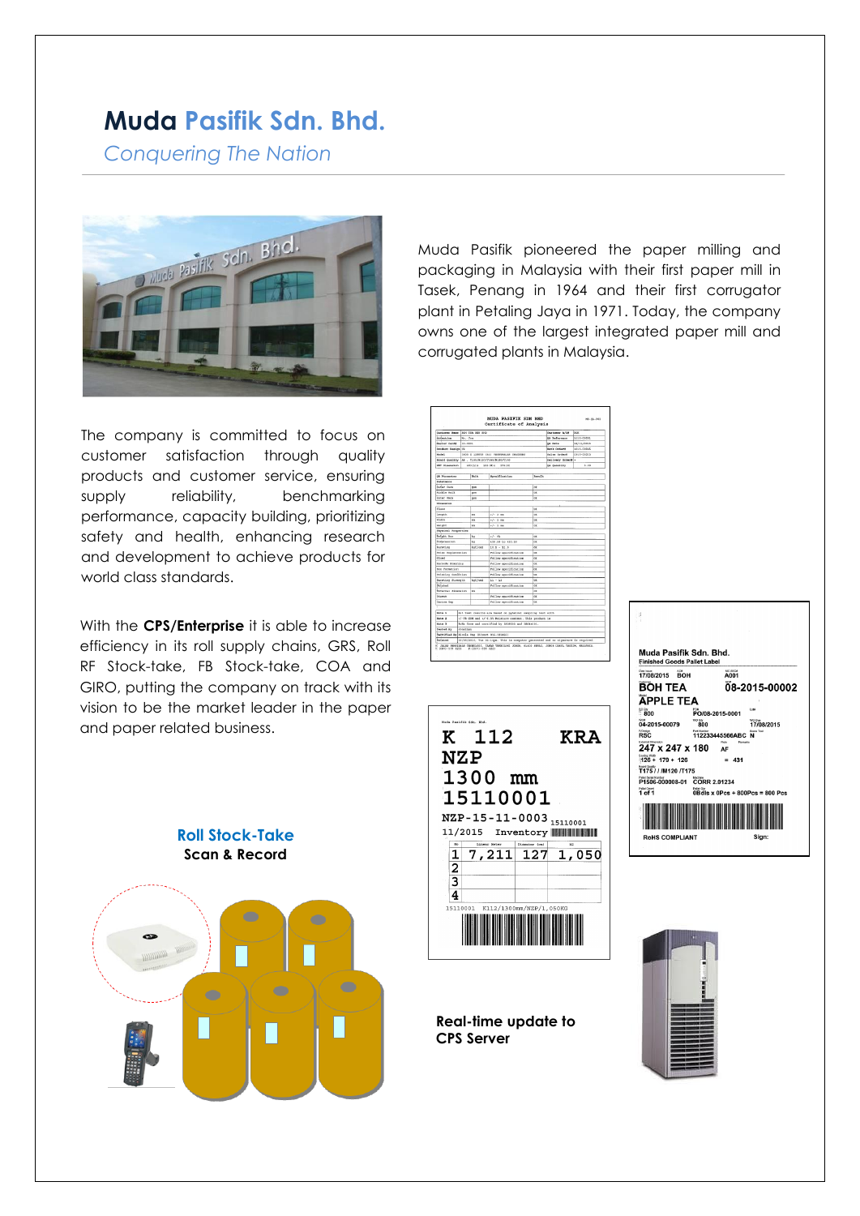# Muda Pasifik Sdn. Bhd.

*Conquering The Nation*

Muda Pasifik pioneered the paper milling and packaging in Malaysia with their first paper mill in Tasek, Penang in 1964 and their first corrugator plant in Petaling Jaya in 1971. Today, the company owns one of the largest integrated paper mill and corrugated plants in Malaysia.

The company is committed to focus on customer satisfaction through quality products and customer service, ensuring supply reliability, benchmarking performance, capacity building, prioritizing safety and health, enhancing research and development to achieve products for world class standards.

With the **CPS/Enterprise** it is able to increase efficiency in its roll supply chains, GRS, Roll RF Stock-take, FB Stock-take, COA and GIRO, putting the company on track with its vision to be the market leader in the paper and paper related business.

**Roll Stock-Take**
**Scan & Record**

Muda Pasifik Sdn. Bhd.

K 112 KRA
NZP
1300 mm
15110001
NZP-15-11-0003 15110001
11/2015 Inventory

| No | Linear Meter | Diameter (cm) | KG |
|---|---|---|---|
| 1 | 7,211 | 127 | 1,050 |
| 2 | | | |
| 3 | | | |
| 4 | | | |

15110001 K112/1300mm/NZP/1,050KG

Muda Pasifik Sdn. Bhd.
Finished Goods Pallet Label

17/08/2015 BOH A001
08-2015-00002
BOH TEA
APPLE TEA
800
PO/08-2015-0001
04-2015-00079 800 17/08/2015
RSC 112233445566ABC N
247 x 247 x 180 AF
126 + 179 + 126 = 431
T175 / / M120 /T175
P1506-000008-01 CORR 2.01234
1 of 1 0Bdls x 0Pcs + 800Pcs = 800 Pcs
RoHS COMPLIANT Sign:

**Real-time update to CPS Server**